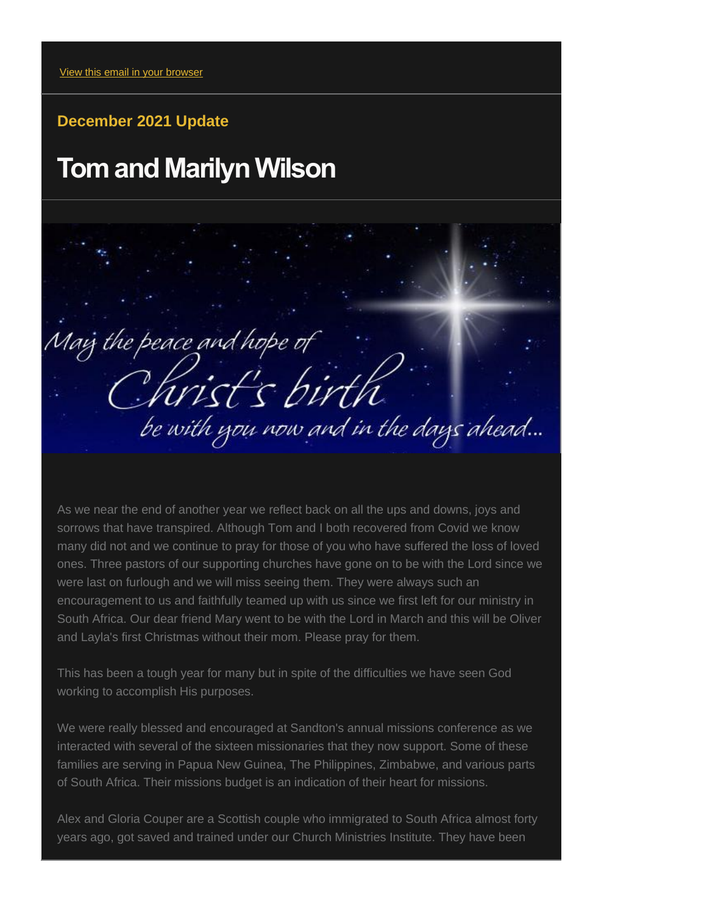View this email in your browser

**December 2021 Update**

# Tom and Marilyn Wilson

May the peace and hope of Christ's birth be with you now and in the days ahead...

As we near the end of another year we reflect back on all the ups and downs, joys and sorrows that have transpired. Although Tom and I both recovered from Covid we know many did not and we continue to pray for those of you who have suffered the loss of loved ones. Three pastors of our supporting churches have gone on to be with the Lord since we were last on furlough and we will miss seeing them. They were always such an encouragement to us and faithfully teamed up with us since we first left for our ministry in South Africa. Our dear friend Mary went to be with the Lord in March and this will be Oliver and Layla's first Christmas without their mom. Please pray for them.

This has been a tough year for many but in spite of the difficulties we have seen God working to accomplish His purposes.

We were really blessed and encouraged at Sandton's annual missions conference as we interacted with several of the sixteen missionaries that they now support. Some of these families are serving in Papua New Guinea, The Philippines, Zimbabwe, and various parts of South Africa. Their missions budget is an indication of their heart for missions.

Alex and Gloria Couper are a Scottish couple who immigrated to South Africa almost forty years ago, got saved and trained under our Church Ministries Institute. They have been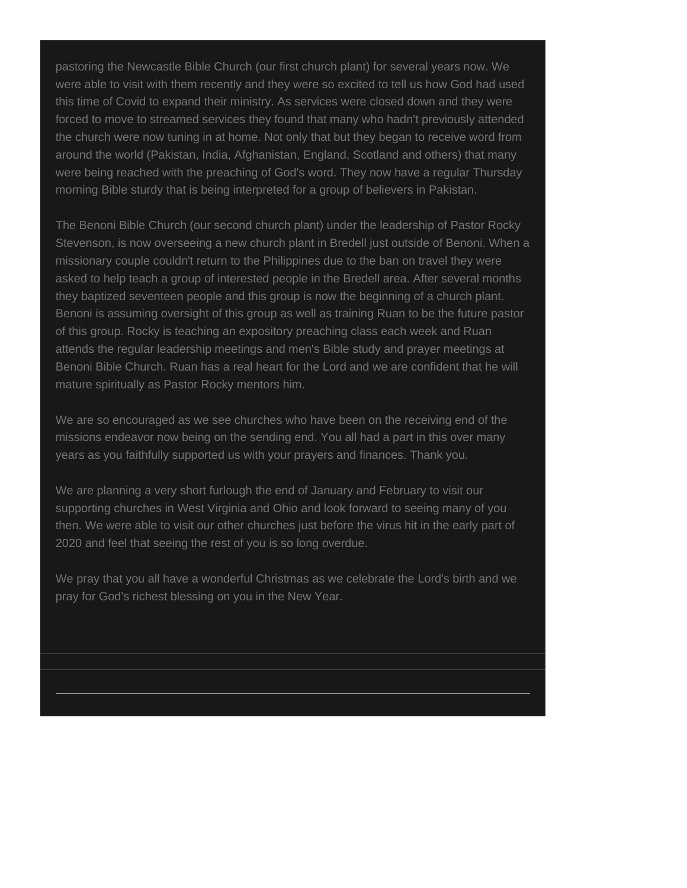pastoring the Newcastle Bible Church (our first church plant) for several years now. We were able to visit with them recently and they were so excited to tell us how God had used this time of Covid to expand their ministry. As services were closed down and they were forced to move to streamed services they found that many who hadn't previously attended the church were now tuning in at home. Not only that but they began to receive word from around the world (Pakistan, India, Afghanistan, England, Scotland and others) that many were being reached with the preaching of God's word. They now have a regular Thursday morning Bible sturdy that is being interpreted for a group of believers in Pakistan.

The Benoni Bible Church (our second church plant) under the leadership of Pastor Rocky Stevenson, is now overseeing a new church plant in Bredell just outside of Benoni. When a missionary couple couldn't return to the Philippines due to the ban on travel they were asked to help teach a group of interested people in the Bredell area. After several months they baptized seventeen people and this group is now the beginning of a church plant. Benoni is assuming oversight of this group as well as training Ruan to be the future pastor of this group. Rocky is teaching an expository preaching class each week and Ruan attends the regular leadership meetings and men's Bible study and prayer meetings at Benoni Bible Church. Ruan has a real heart for the Lord and we are confident that he will mature spiritually as Pastor Rocky mentors him.

We are so encouraged as we see churches who have been on the receiving end of the missions endeavor now being on the sending end. You all had a part in this over many years as you faithfully supported us with your prayers and finances. Thank you.

We are planning a very short furlough the end of January and February to visit our supporting churches in West Virginia and Ohio and look forward to seeing many of you then. We were able to visit our other churches just before the virus hit in the early part of 2020 and feel that seeing the rest of you is so long overdue.

We pray that you all have a wonderful Christmas as we celebrate the Lord's birth and we pray for God's richest blessing on you in the New Year.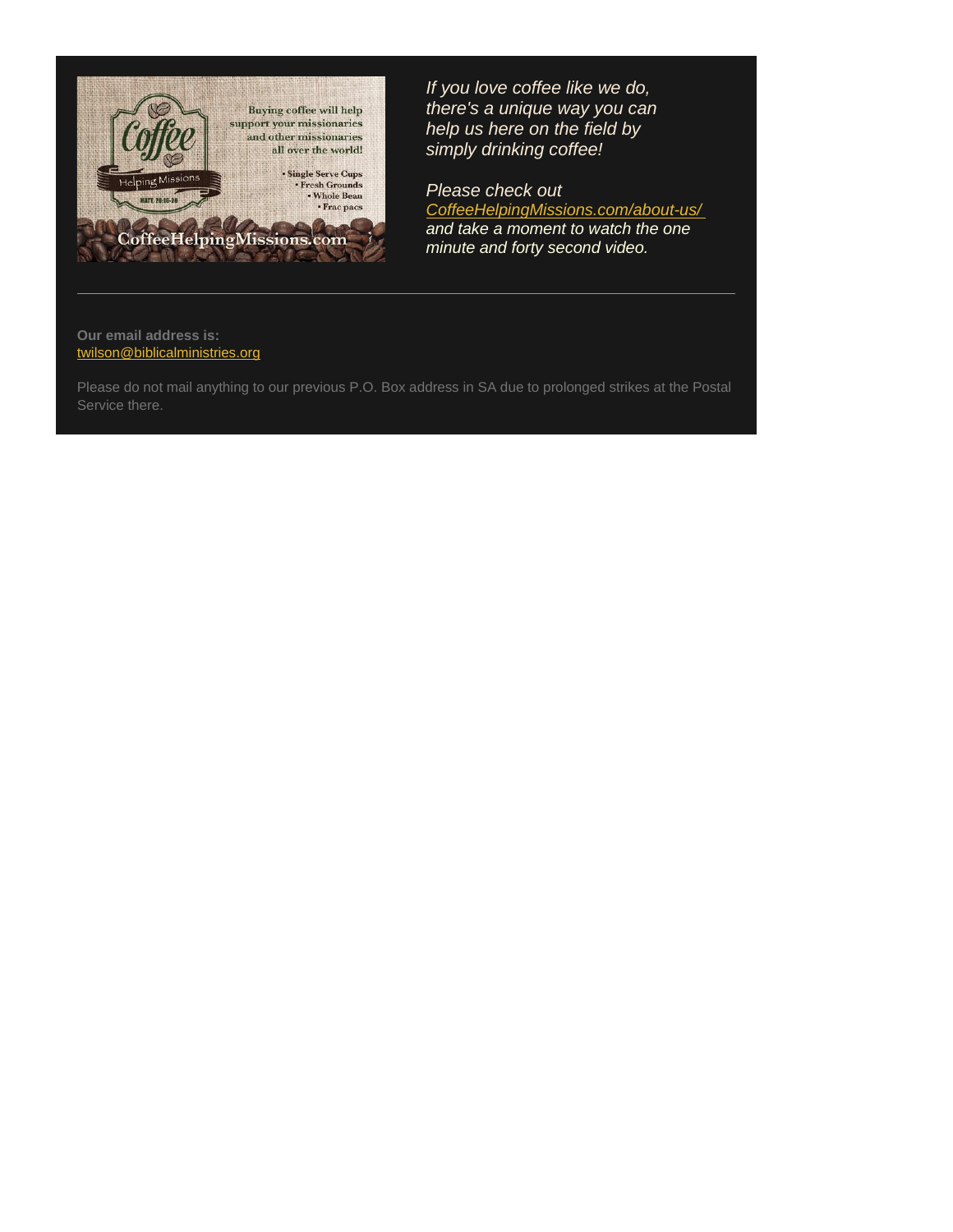*If you love coffee like we do, there's a unique way you can help us here on the field by simply drinking coffee!*

*Please check out [CoffeeHelpingMissions.com/about-us/](CoffeeHelpingMissions.com/about-us/) and take a moment to watch the one minute and forty second video.*

---

**Our email address is:**
twilson@biblicalministries.org

Please do not mail anything to our previous P.O. Box address in SA due to prolonged strikes at the Postal Service there.